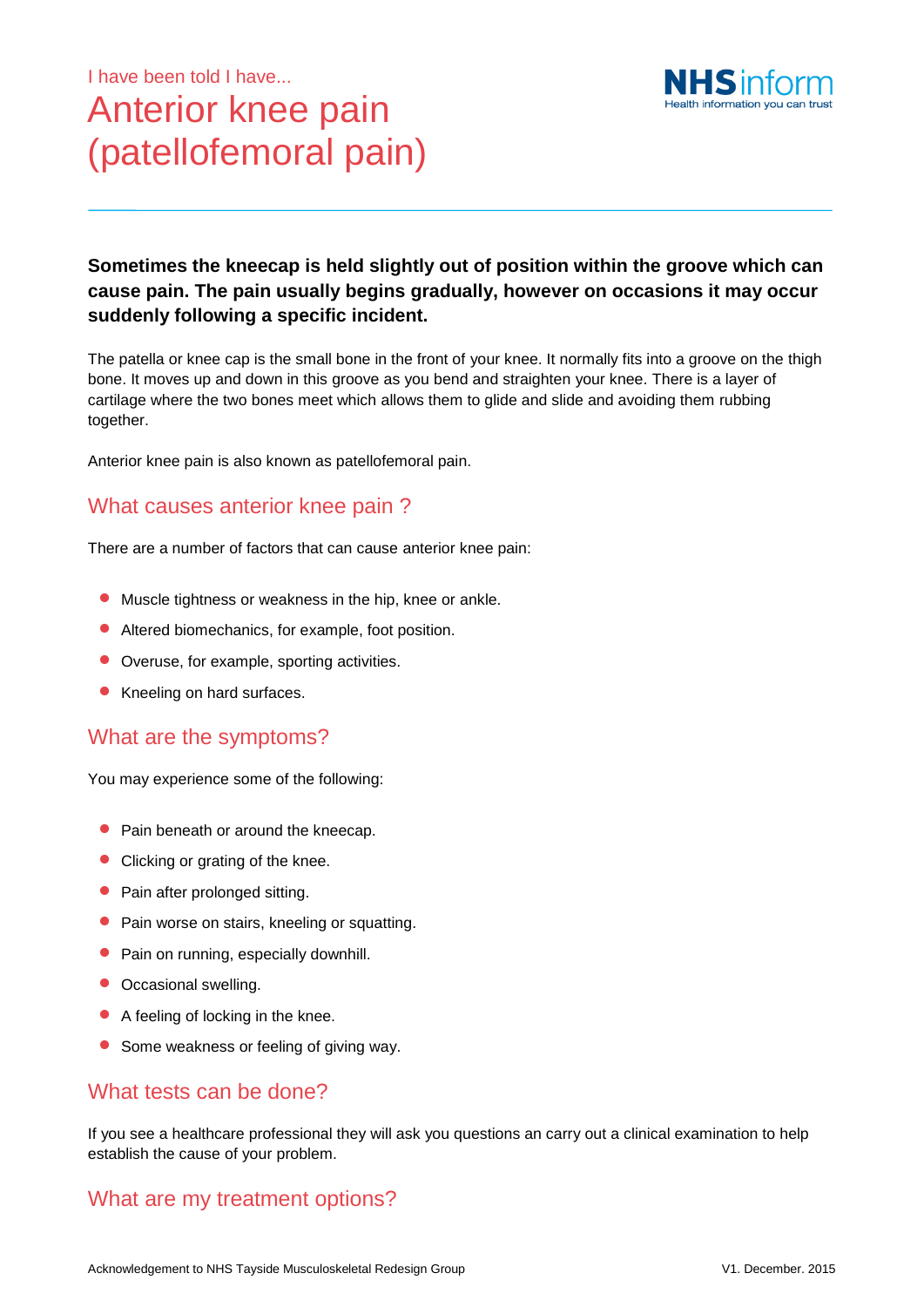I have been told I have...

# Anterior knee pain (patellofemoral pain)

**Sometimes the kneecap is held slightly out of position within the groove which can cause pain. The pain usually begins gradually, however on occasions it may occur suddenly following a specific incident.**

The patella or knee cap is the small bone in the front of your knee. It normally fits into a groove on the thigh bone. It moves up and down in this groove as you bend and straighten your knee. There is a layer of cartilage where the two bones meet which allows them to glide and slide and avoiding them rubbing together.

Anterior knee pain is also known as patellofemoral pain.

## What causes anterior knee pain ?

There are a number of factors that can cause anterior knee pain:

- Muscle tightness or weakness in the hip, knee or ankle.
- Altered biomechanics, for example, foot position.
- Overuse, for example, sporting activities.
- Kneeling on hard surfaces.

## What are the symptoms?

You may experience some of the following:

- Pain beneath or around the kneecap.
- Clicking or grating of the knee.
- Pain after prolonged sitting.
- Pain worse on stairs, kneeling or squatting.
- Pain on running, especially downhill.
- Occasional swelling.
- A feeling of locking in the knee.
- Some weakness or feeling of giving way.

## What tests can be done?

If you see a healthcare professional they will ask you questions an carry out a clinical examination to help establish the cause of your problem.

## What are my treatment options?

Acknowledgement to NHS Tayside Musculoskeletal Redesign Group

V1. December. 2015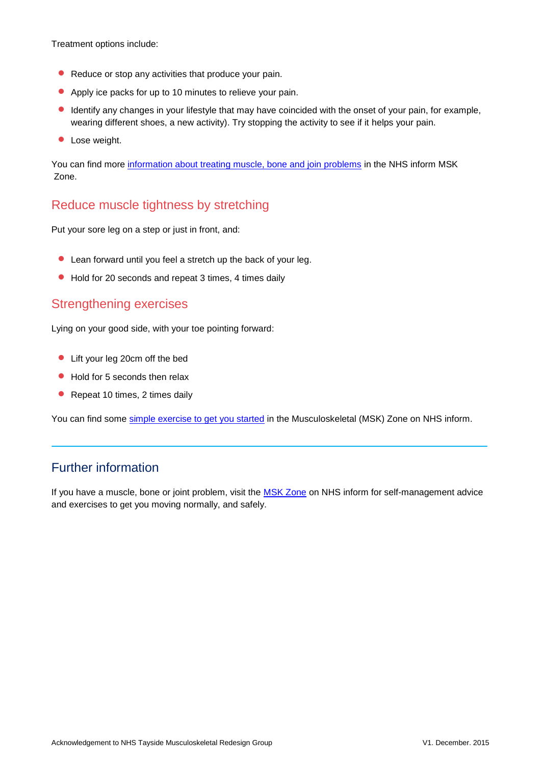Treatment options include:

- Reduce or stop any activities that produce your pain.
- Apply ice packs for up to 10 minutes to relieve your pain.
- Identify any changes in your lifestyle that may have coincided with the onset of your pain, for example, wearing different shoes, a new activity). Try stopping the activity to see if it helps your pain.
- Lose weight.

You can find more information about treating muscle, bone and join problems in the NHS inform MSK Zone.

## Reduce muscle tightness by stretching

Put your sore leg on a step or just in front, and:

- Lean forward until you feel a stretch up the back of your leg.
- Hold for 20 seconds and repeat 3 times, 4 times daily

## Strengthening exercises

Lying on your good side, with your toe pointing forward:

- Lift your leg 20cm off the bed
- Hold for 5 seconds then relax
- Repeat 10 times, 2 times daily

You can find some simple exercise to get you started in the Musculoskeletal (MSK) Zone on NHS inform.

---

## Further information

If you have a muscle, bone or joint problem, visit the MSK Zone on NHS inform for self-management advice and exercises to get you moving normally, and safely.

Acknowledgement to NHS Tayside Musculoskeletal Redesign Group V1. December. 2015